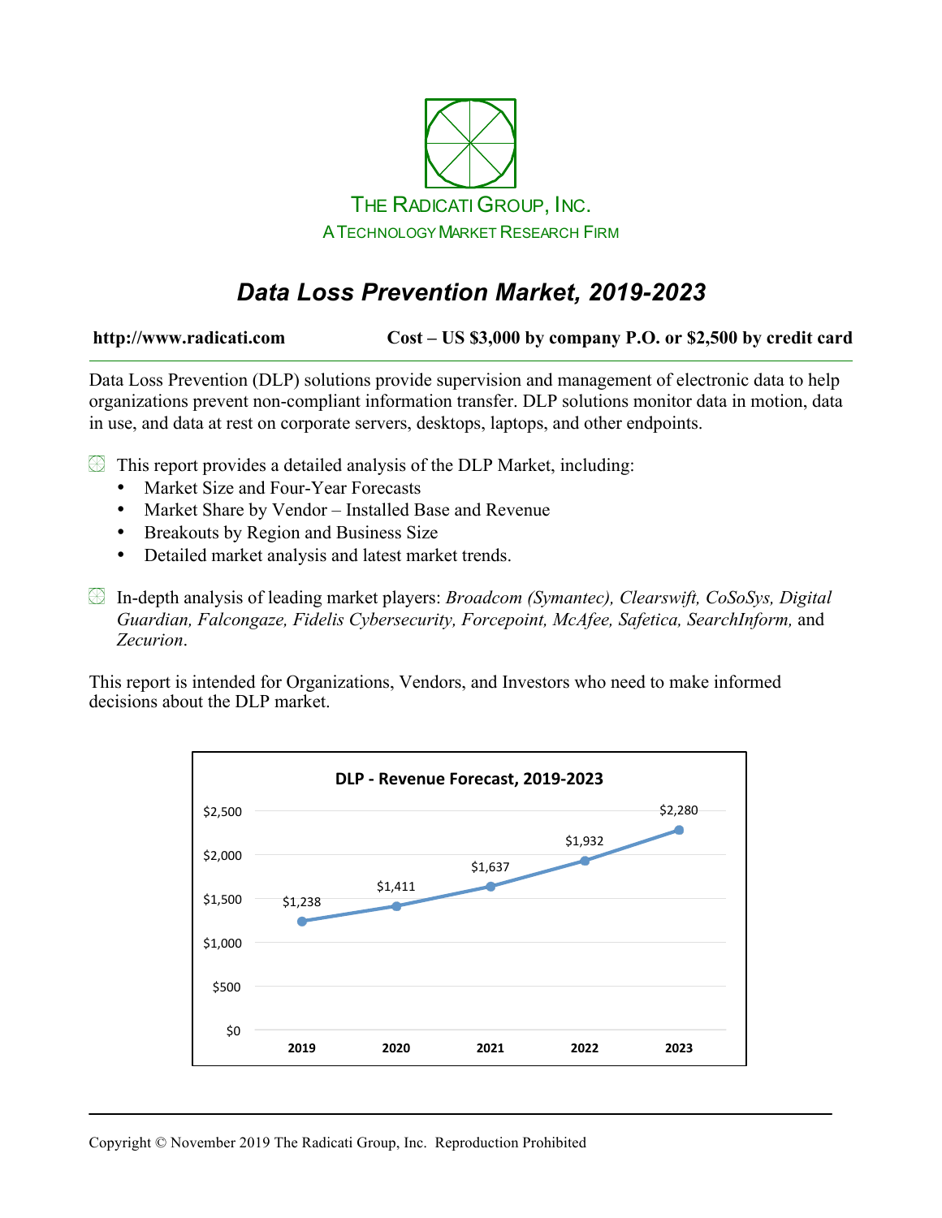THE RADICATI GROUP, INC.

A TECHNOLOGY MARKET RESEARCH FIRM

# *Data Loss Prevention Market, 2019-2023*

**http://www.radicati.com** **Cost – US $3,000 by company P.O. or $2,500 by credit card**

Data Loss Prevention (DLP) solutions provide supervision and management of electronic data to help organizations prevent non-compliant information transfer. DLP solutions monitor data in motion, data in use, and data at rest on corporate servers, desktops, laptops, and other endpoints.

- This report provides a detailed analysis of the DLP Market, including:
  - Market Size and Four-Year Forecasts
  - Market Share by Vendor – Installed Base and Revenue
  - Breakouts by Region and Business Size
  - Detailed market analysis and latest market trends.

- In-depth analysis of leading market players: *Broadcom (Symantec), Clearswift, CoSoSys, Digital Guardian, Falcongaze, Fidelis Cybersecurity, Forcepoint, McAfee, Safetica, SearchInform,* and *Zecurion*.

This report is intended for Organizations, Vendors, and Investors who need to make informed decisions about the DLP market.

**DLP - Revenue Forecast, 2019-2023**

| Year | 2019 | 2020 | 2021 | 2022 | 2023 |
|---|---|---|---|---|---|
| Revenue | $1,238 | $1,411 | $1,637 | $1,932 | $2,280 |

Copyright © November 2019 The Radicati Group, Inc. Reproduction Prohibited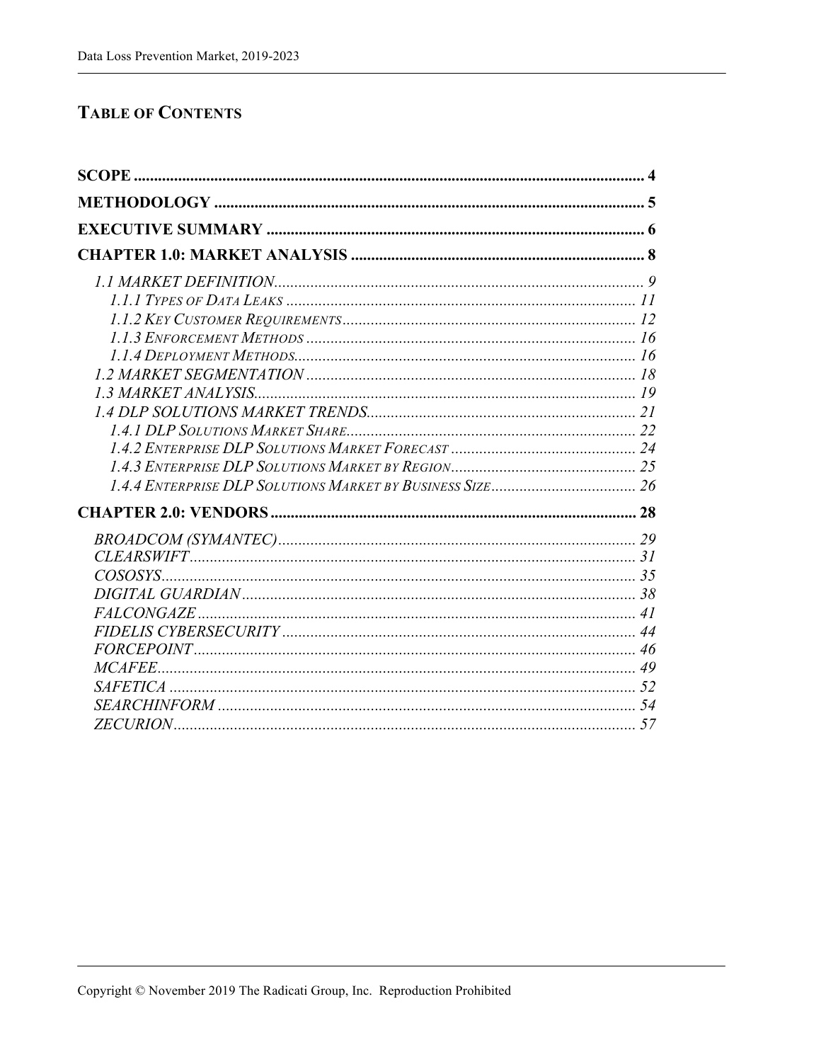# TABLE OF CONTENTS

**SCOPE** .......... 4

**METHODOLOGY** .......... 5

**EXECUTIVE SUMMARY** .......... 6

**CHAPTER 1.0: MARKET ANALYSIS** .......... 8

- *1.1 MARKET DEFINITION* .......... 9
  - *1.1.1 TYPES OF DATA LEAKS* .......... 11
  - *1.1.2 KEY CUSTOMER REQUIREMENTS* .......... 12
  - *1.1.3 ENFORCEMENT METHODS* .......... 16
  - *1.1.4 DEPLOYMENT METHODS* .......... 16
- *1.2 MARKET SEGMENTATION* .......... 18
- *1.3 MARKET ANALYSIS* .......... 19
- *1.4 DLP SOLUTIONS MARKET TRENDS* .......... 21
  - *1.4.1 DLP SOLUTIONS MARKET SHARE* .......... 22
  - *1.4.2 ENTERPRISE DLP SOLUTIONS MARKET FORECAST* .......... 24
  - *1.4.3 ENTERPRISE DLP SOLUTIONS MARKET BY REGION* .......... 25
  - *1.4.4 ENTERPRISE DLP SOLUTIONS MARKET BY BUSINESS SIZE* .......... 26

**CHAPTER 2.0: VENDORS** .......... 28

- *BROADCOM (SYMANTEC)* .......... 29
- *CLEARSWIFT* .......... 31
- *COSOSYS* .......... 35
- *DIGITAL GUARDIAN* .......... 38
- *FALCONGAZE* .......... 41
- *FIDELIS CYBERSECURITY* .......... 44
- *FORCEPOINT* .......... 46
- *MCAFEE* .......... 49
- *SAFETICA* .......... 52
- *SEARCHINFORM* .......... 54
- *ZECURION* .......... 57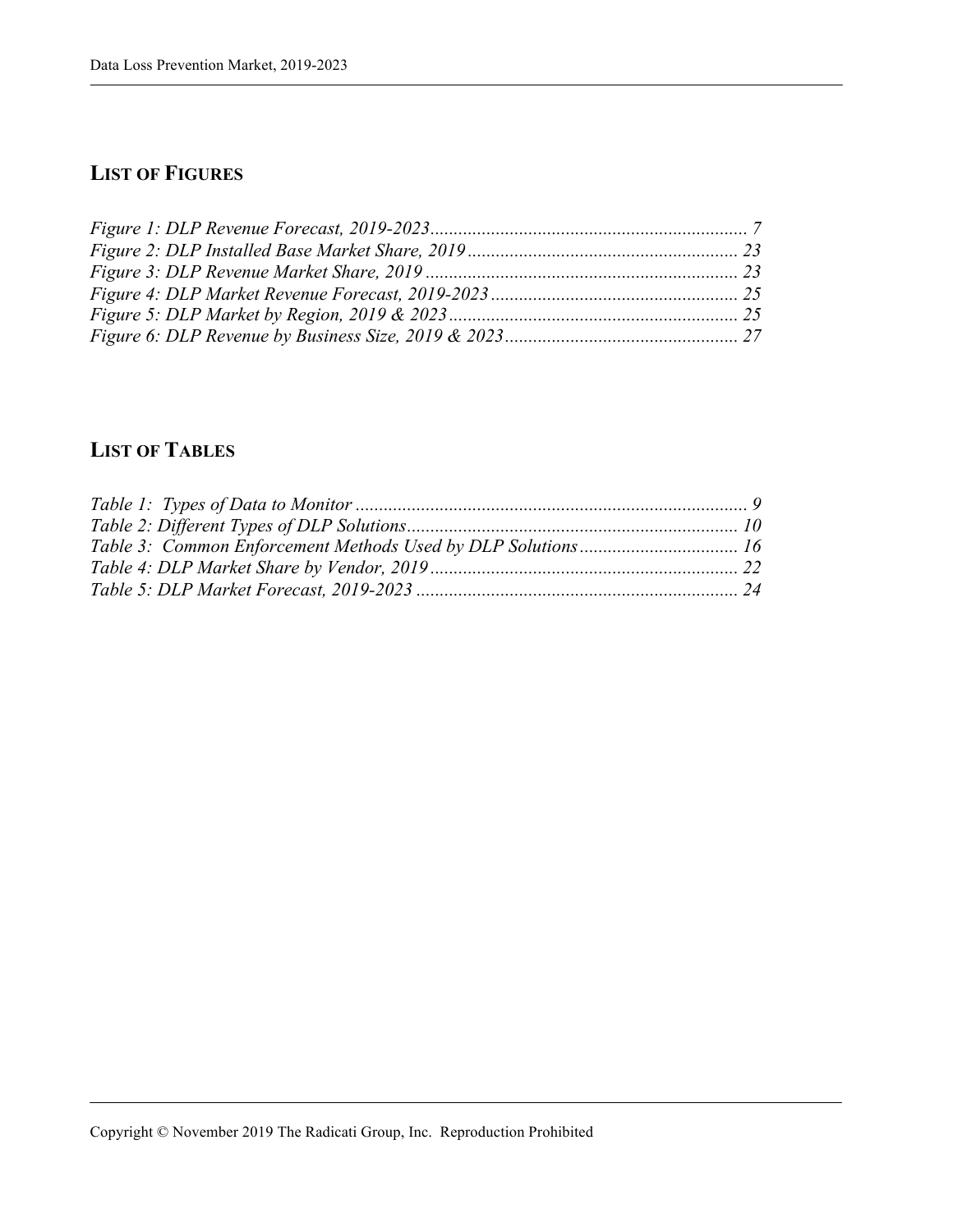## LIST OF FIGURES

*Figure 1: DLP Revenue Forecast, 2019-2023 .................................................................... 7*
*Figure 2: DLP Installed Base Market Share, 2019 .......................................................... 23*
*Figure 3: DLP Revenue Market Share, 2019 ................................................................... 23*
*Figure 4: DLP Market Revenue Forecast, 2019-2023 ..................................................... 25*
*Figure 5: DLP Market by Region, 2019 & 2023 .............................................................. 25*
*Figure 6: DLP Revenue by Business Size, 2019 & 2023 .................................................. 27*

## LIST OF TABLES

*Table 1: Types of Data to Monitor .................................................................................... 9*
*Table 2: Different Types of DLP Solutions ....................................................................... 10*
*Table 3: Common Enforcement Methods Used by DLP Solutions .................................. 16*
*Table 4: DLP Market Share by Vendor, 2019 .................................................................. 22*
*Table 5: DLP Market Forecast, 2019-2023 ..................................................................... 24*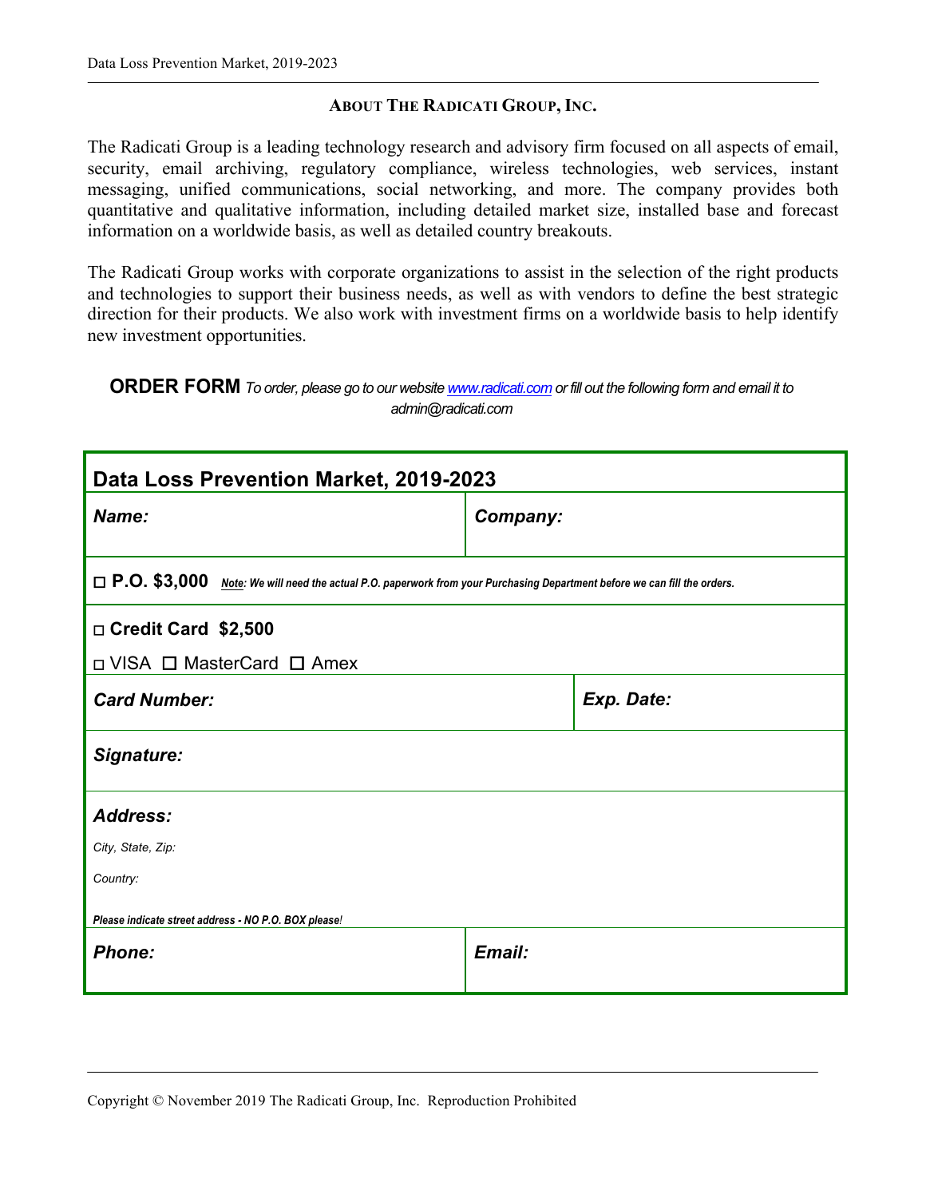## About The Radicati Group, Inc.

The Radicati Group is a leading technology research and advisory firm focused on all aspects of email, security, email archiving, regulatory compliance, wireless technologies, web services, instant messaging, unified communications, social networking, and more. The company provides both quantitative and qualitative information, including detailed market size, installed base and forecast information on a worldwide basis, as well as detailed country breakouts.

The Radicati Group works with corporate organizations to assist in the selection of the right products and technologies to support their business needs, as well as with vendors to define the best strategic direction for their products. We also work with investment firms on a worldwide basis to help identify new investment opportunities.

**ORDER FORM** *To order, please go to our website www.radicati.com or fill out the following form and email it to admin@radicati.com*

| **Data Loss Prevention Market, 2019-2023** | |
|---|---|
| ***Name:*** | ***Company:*** |
| ☐ **P.O. $3,000** ***Note: We will need the actual P.O. paperwork from your Purchasing Department before we can fill the orders.*** | |
| ☐ **Credit Card $2,500** ☐ VISA ☐ MasterCard ☐ Amex | |
| ***Card Number:*** | ***Exp. Date:*** |
| ***Signature:*** | |
| ***Address:*** *City, State, Zip:* *Country:* ***Please indicate street address - NO P.O. BOX please!*** | |
| ***Phone:*** | ***Email:*** |

Copyright © November 2019 The Radicati Group, Inc. Reproduction Prohibited